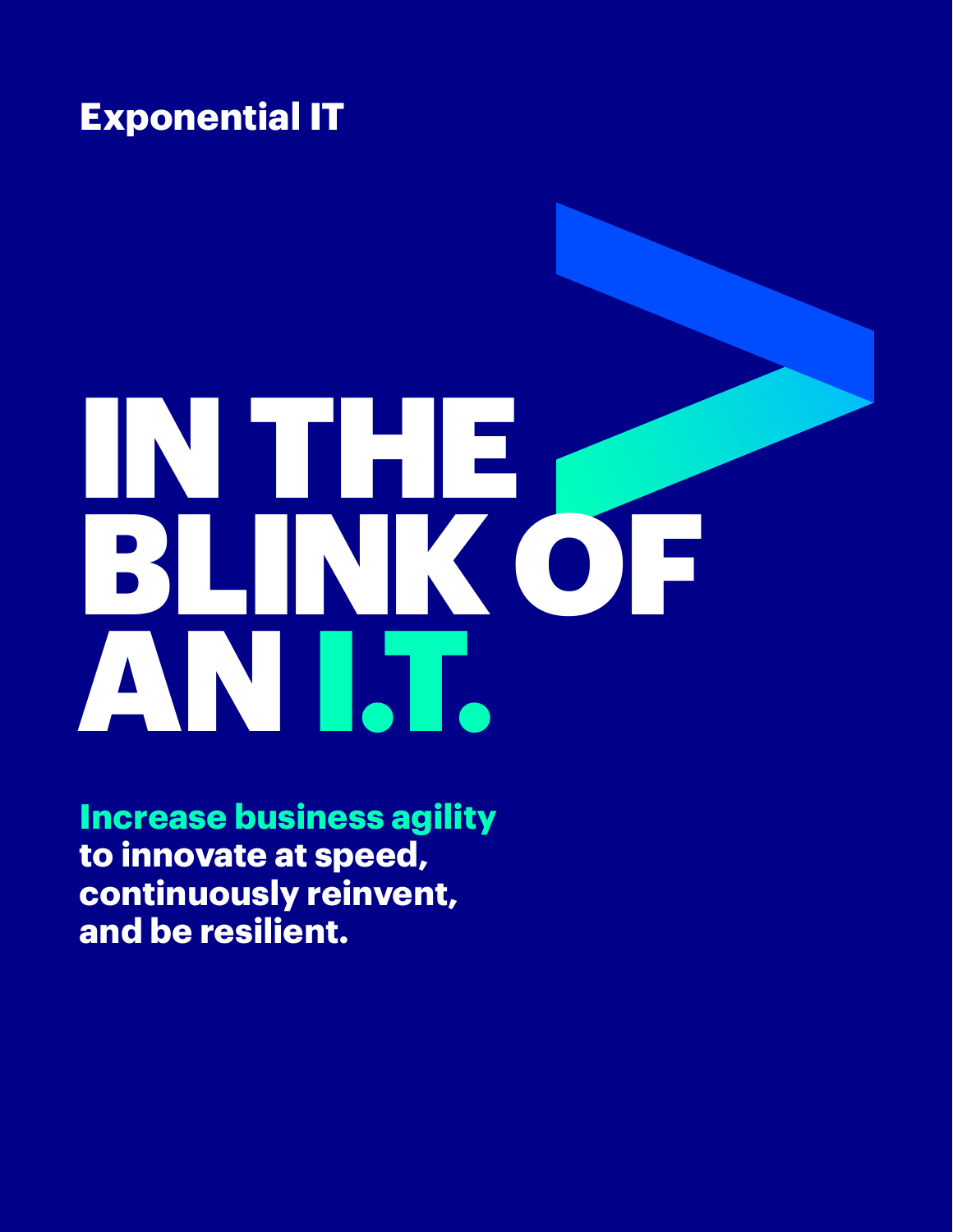Exponential IT

# IN THE BLINK OF AN I.T.

**Increase business agility to innovate at speed, continuously reinvent, and be resilient.**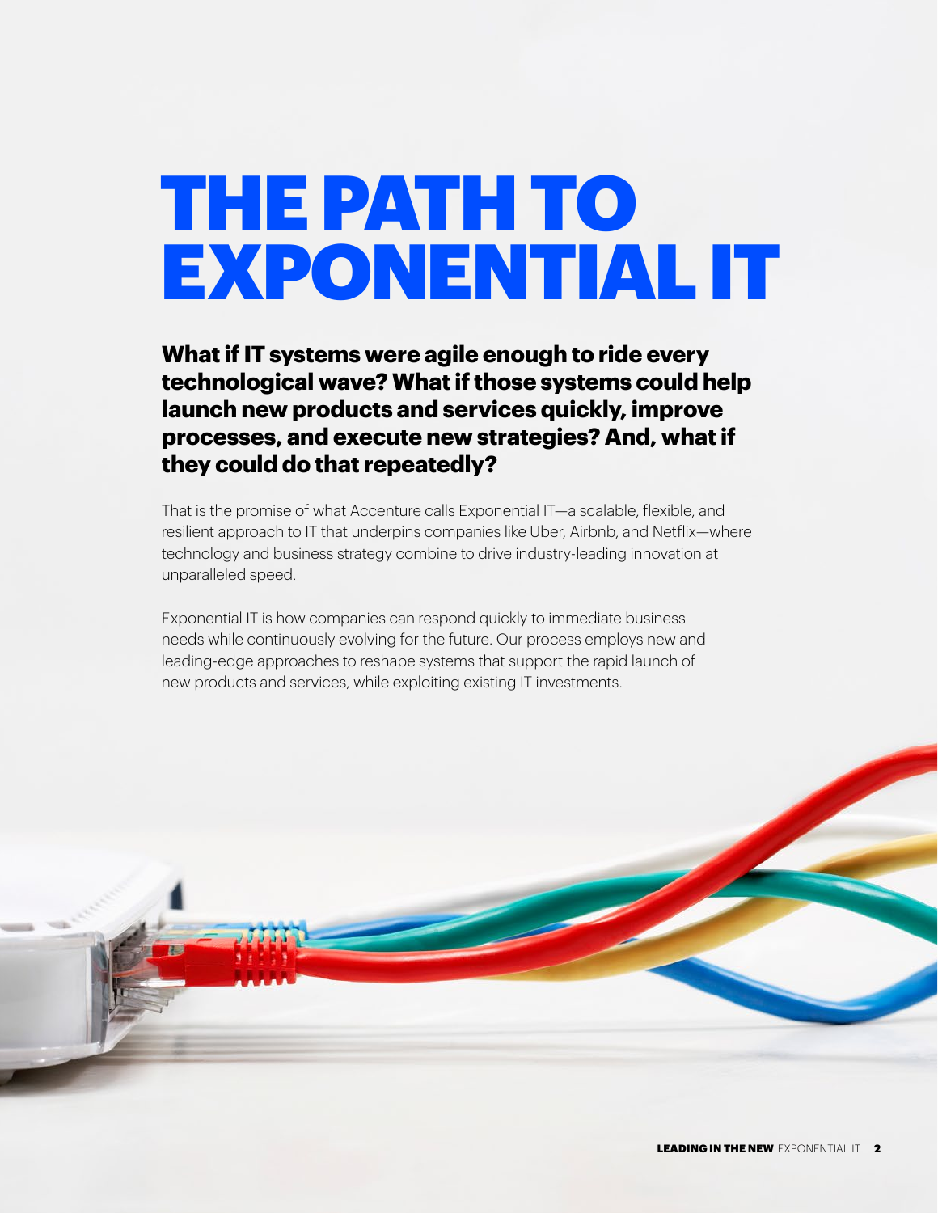# THE PATH TO EXPONENTIAL IT

**What if IT systems were agile enough to ride every technological wave? What if those systems could help launch new products and services quickly, improve processes, and execute new strategies? And, what if they could do that repeatedly?**

That is the promise of what Accenture calls Exponential IT—a scalable, flexible, and resilient approach to IT that underpins companies like Uber, Airbnb, and Netflix—where technology and business strategy combine to drive industry-leading innovation at unparalleled speed.

Exponential IT is how companies can respond quickly to immediate business needs while continuously evolving for the future. Our process employs new and leading-edge approaches to reshape systems that support the rapid launch of new products and services, while exploiting existing IT investments.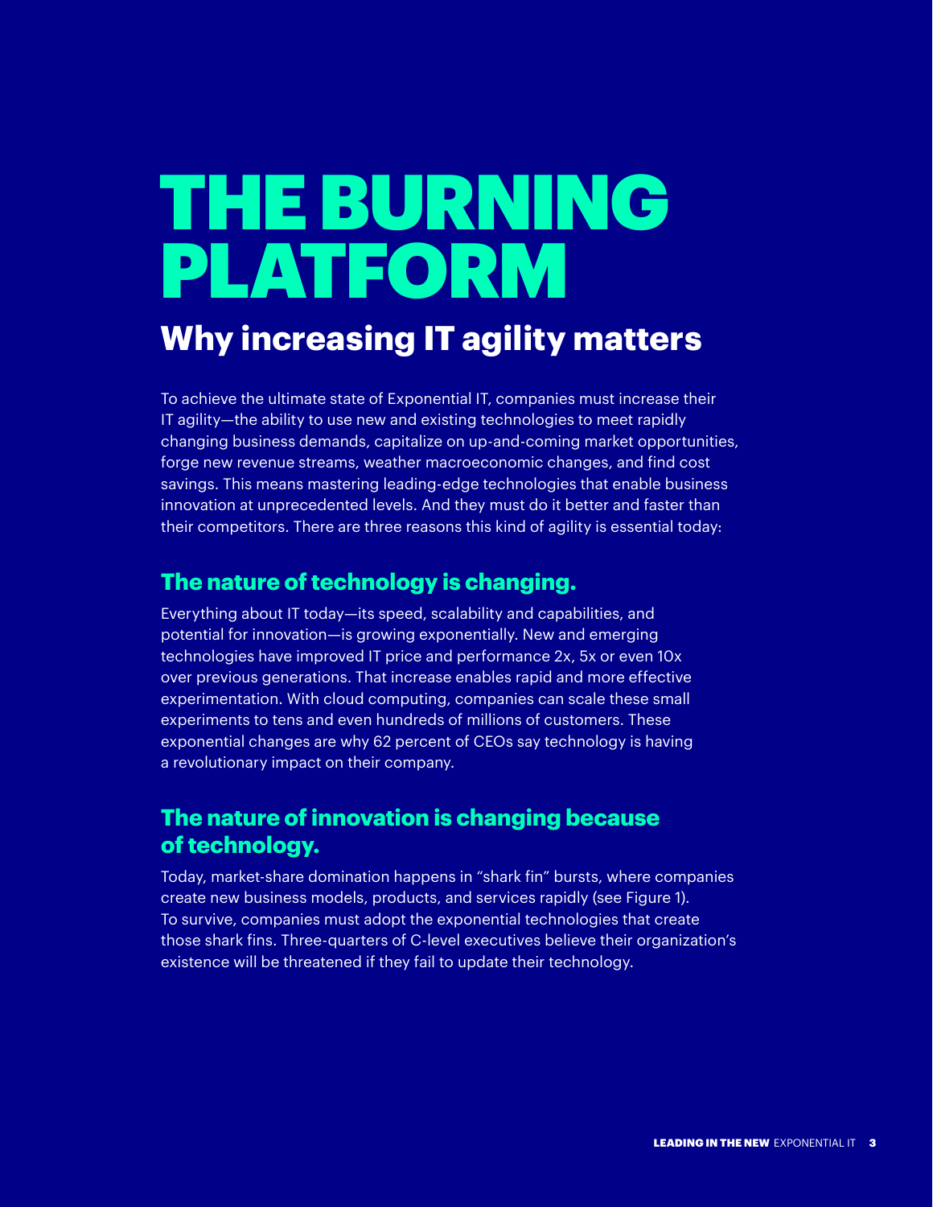# THE BURNING PLATFORM

## Why increasing IT agility matters

To achieve the ultimate state of Exponential IT, companies must increase their IT agility—the ability to use new and existing technologies to meet rapidly changing business demands, capitalize on up-and-coming market opportunities, forge new revenue streams, weather macroeconomic changes, and find cost savings. This means mastering leading-edge technologies that enable business innovation at unprecedented levels. And they must do it better and faster than their competitors. There are three reasons this kind of agility is essential today:

### The nature of technology is changing.

Everything about IT today—its speed, scalability and capabilities, and potential for innovation—is growing exponentially. New and emerging technologies have improved IT price and performance 2x, 5x or even 10x over previous generations. That increase enables rapid and more effective experimentation. With cloud computing, companies can scale these small experiments to tens and even hundreds of millions of customers. These exponential changes are why 62 percent of CEOs say technology is having a revolutionary impact on their company.

### The nature of innovation is changing because of technology.

Today, market-share domination happens in "shark fin" bursts, where companies create new business models, products, and services rapidly (see Figure 1). To survive, companies must adopt the exponential technologies that create those shark fins. Three-quarters of C-level executives believe their organization's existence will be threatened if they fail to update their technology.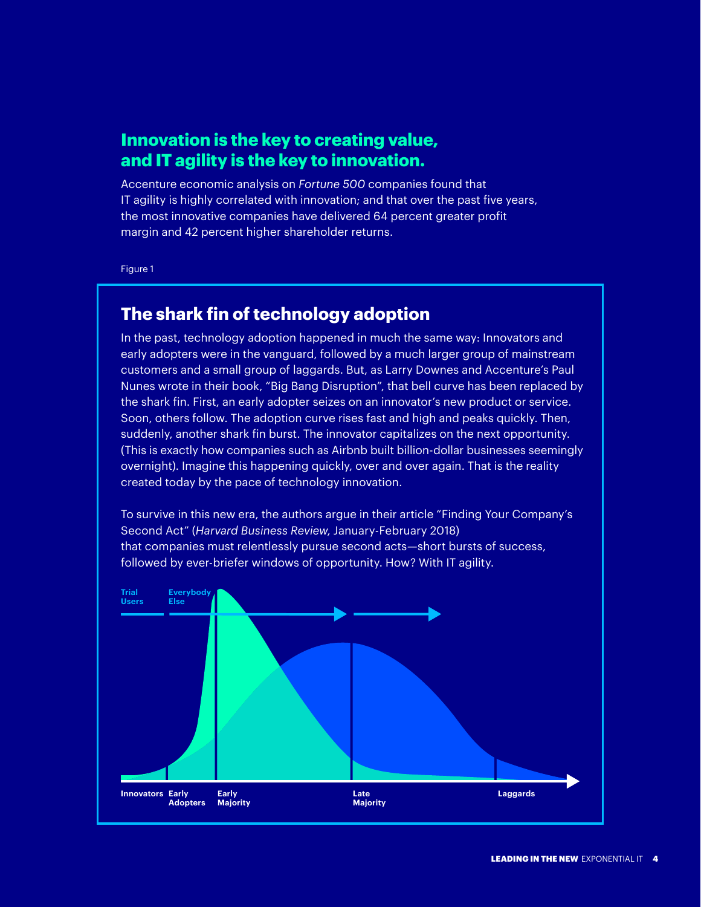## Innovation is the key to creating value, and IT agility is the key to innovation.

Accenture economic analysis on *Fortune 500* companies found that IT agility is highly correlated with innovation; and that over the past five years, the most innovative companies have delivered 64 percent greater profit margin and 42 percent higher shareholder returns.

Figure 1

### The shark fin of technology adoption

In the past, technology adoption happened in much the same way: Innovators and early adopters were in the vanguard, followed by a much larger group of mainstream customers and a small group of laggards. But, as Larry Downes and Accenture's Paul Nunes wrote in their book, "Big Bang Disruption", that bell curve has been replaced by the shark fin. First, an early adopter seizes on an innovator's new product or service. Soon, others follow. The adoption curve rises fast and high and peaks quickly. Then, suddenly, another shark fin burst. The innovator capitalizes on the next opportunity. (This is exactly how companies such as Airbnb built billion-dollar businesses seemingly overnight). Imagine this happening quickly, over and over again. That is the reality created today by the pace of technology innovation.

To survive in this new era, the authors argue in their article "Finding Your Company's Second Act" (*Harvard Business Review,* January-February 2018) that companies must relentlessly pursue second acts—short bursts of success, followed by ever-briefer windows of opportunity. How? With IT agility.

Trial Users | Everybody Else

Innovators | Early Adopters | Early Majority | Late Majority | Laggards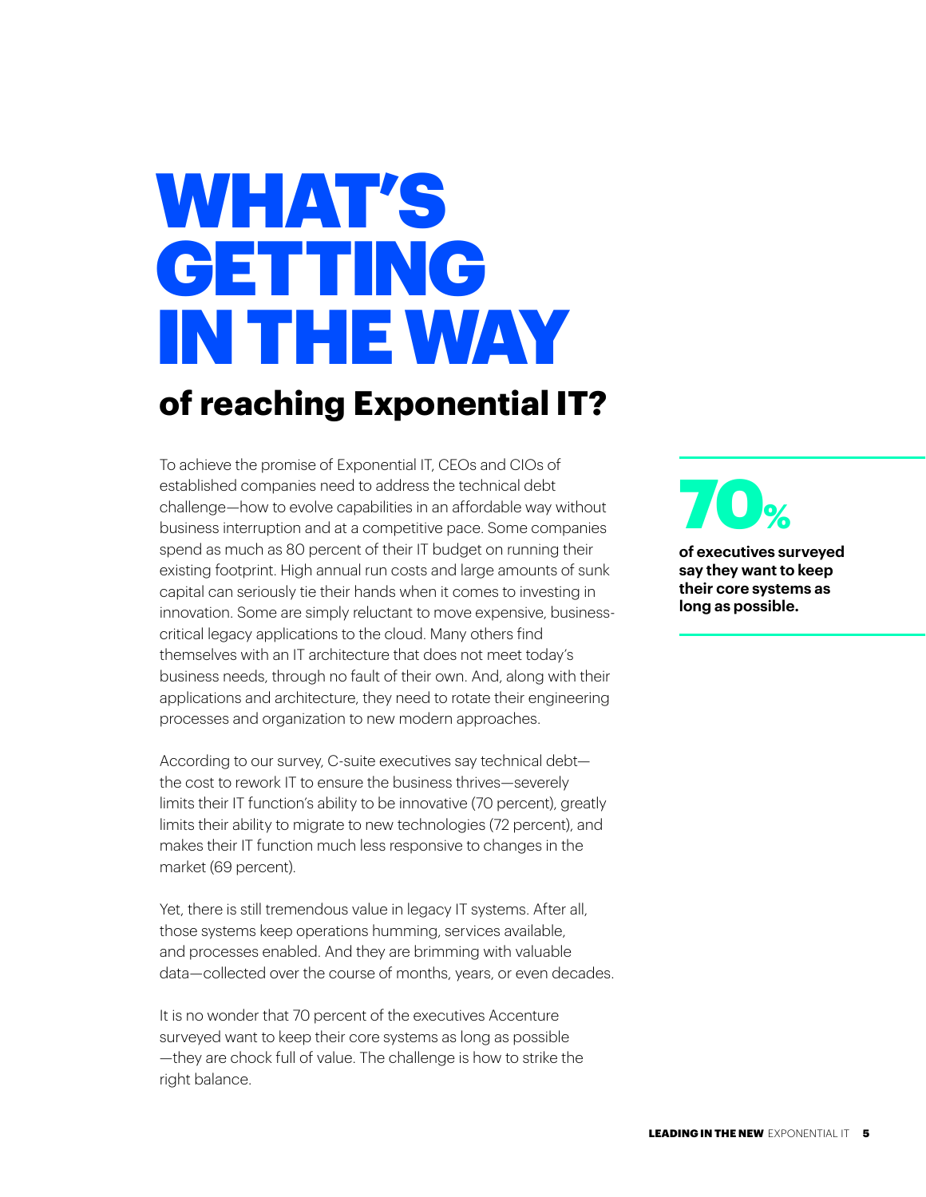# WHAT'S GETTING IN THE WAY

## of reaching Exponential IT?

To achieve the promise of Exponential IT, CEOs and CIOs of established companies need to address the technical debt challenge—how to evolve capabilities in an affordable way without business interruption and at a competitive pace. Some companies spend as much as 80 percent of their IT budget on running their existing footprint. High annual run costs and large amounts of sunk capital can seriously tie their hands when it comes to investing in innovation. Some are simply reluctant to move expensive, business-critical legacy applications to the cloud. Many others find themselves with an IT architecture that does not meet today's business needs, through no fault of their own. And, along with their applications and architecture, they need to rotate their engineering processes and organization to new modern approaches.

According to our survey, C-suite executives say technical debt—the cost to rework IT to ensure the business thrives—severely limits their IT function's ability to be innovative (70 percent), greatly limits their ability to migrate to new technologies (72 percent), and makes their IT function much less responsive to changes in the market (69 percent).

Yet, there is still tremendous value in legacy IT systems. After all, those systems keep operations humming, services available, and processes enabled. And they are brimming with valuable data—collected over the course of months, years, or even decades.

It is no wonder that 70 percent of the executives Accenture surveyed want to keep their core systems as long as possible —they are chock full of value. The challenge is how to strike the right balance.

**70%**

**of executives surveyed say they want to keep their core systems as long as possible.**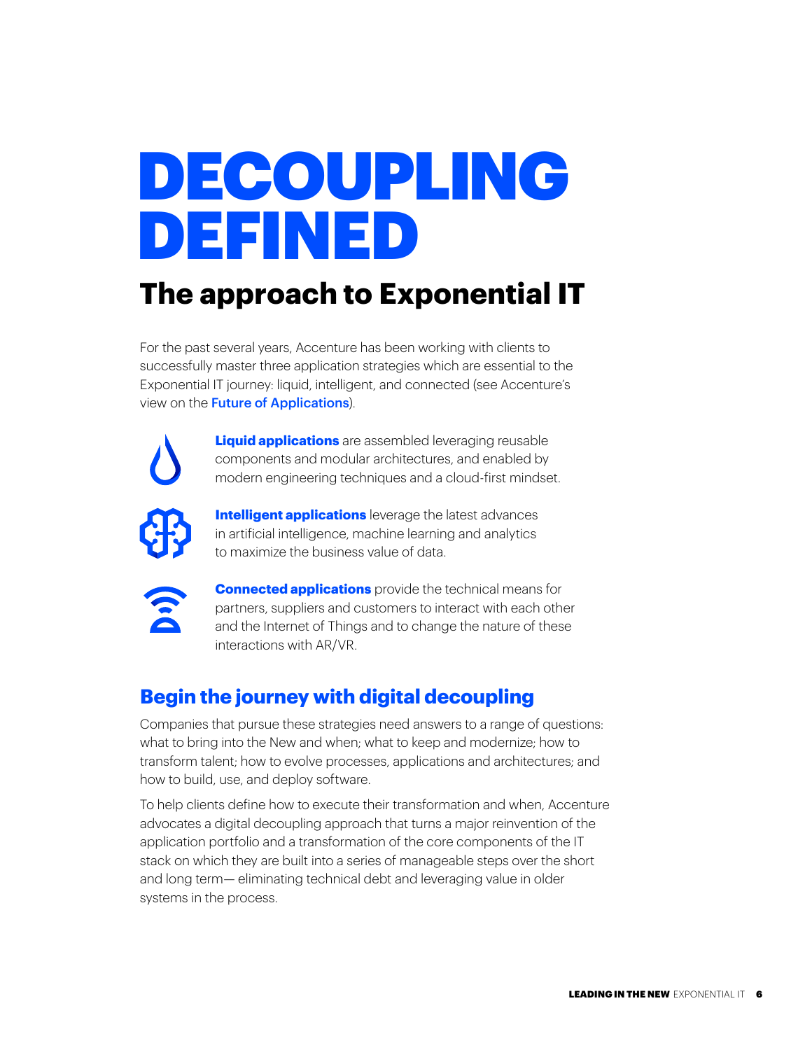# DECOUPLING DEFINED

## The approach to Exponential IT

For the past several years, Accenture has been working with clients to successfully master three application strategies which are essential to the Exponential IT journey: liquid, intelligent, and connected (see Accenture's view on the Future of Applications).

**Liquid applications** are assembled leveraging reusable components and modular architectures, and enabled by modern engineering techniques and a cloud-first mindset.

**Intelligent applications** leverage the latest advances in artificial intelligence, machine learning and analytics to maximize the business value of data.

**Connected applications** provide the technical means for partners, suppliers and customers to interact with each other and the Internet of Things and to change the nature of these interactions with AR/VR.

### Begin the journey with digital decoupling

Companies that pursue these strategies need answers to a range of questions: what to bring into the New and when; what to keep and modernize; how to transform talent; how to evolve processes, applications and architectures; and how to build, use, and deploy software.

To help clients define how to execute their transformation and when, Accenture advocates a digital decoupling approach that turns a major reinvention of the application portfolio and a transformation of the core components of the IT stack on which they are built into a series of manageable steps over the short and long term— eliminating technical debt and leveraging value in older systems in the process.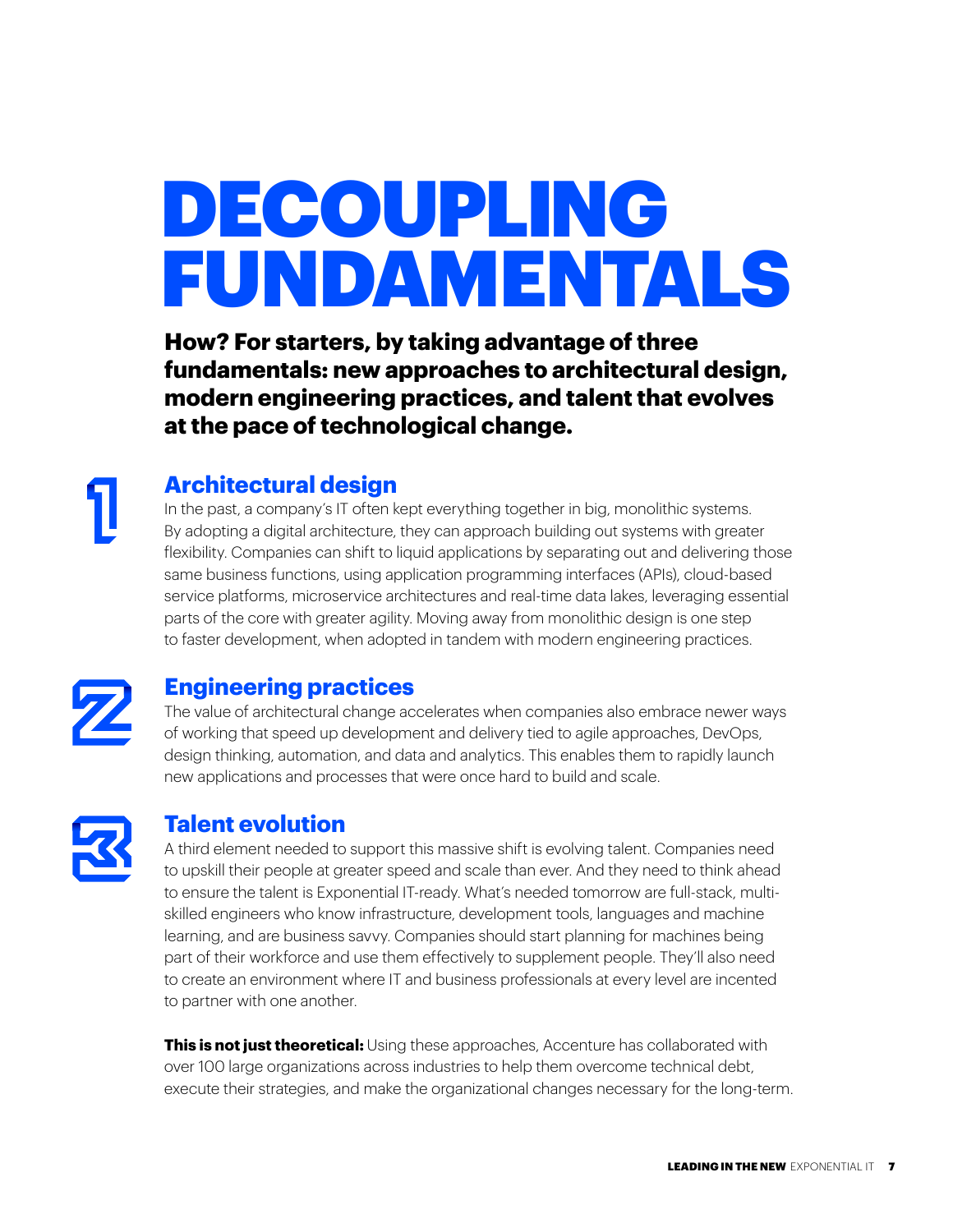# DECOUPLING FUNDAMENTALS

**How? For starters, by taking advantage of three fundamentals: new approaches to architectural design, modern engineering practices, and talent that evolves at the pace of technological change.**

## 1 Architectural design

In the past, a company's IT often kept everything together in big, monolithic systems. By adopting a digital architecture, they can approach building out systems with greater flexibility. Companies can shift to liquid applications by separating out and delivering those same business functions, using application programming interfaces (APIs), cloud-based service platforms, microservice architectures and real-time data lakes, leveraging essential parts of the core with greater agility. Moving away from monolithic design is one step to faster development, when adopted in tandem with modern engineering practices.

## 2 Engineering practices

The value of architectural change accelerates when companies also embrace newer ways of working that speed up development and delivery tied to agile approaches, DevOps, design thinking, automation, and data and analytics. This enables them to rapidly launch new applications and processes that were once hard to build and scale.

## 3 Talent evolution

A third element needed to support this massive shift is evolving talent. Companies need to upskill their people at greater speed and scale than ever. And they need to think ahead to ensure the talent is Exponential IT-ready. What's needed tomorrow are full-stack, multi-skilled engineers who know infrastructure, development tools, languages and machine learning, and are business savvy. Companies should start planning for machines being part of their workforce and use them effectively to supplement people. They'll also need to create an environment where IT and business professionals at every level are incented to partner with one another.

**This is not just theoretical:** Using these approaches, Accenture has collaborated with over 100 large organizations across industries to help them overcome technical debt, execute their strategies, and make the organizational changes necessary for the long-term.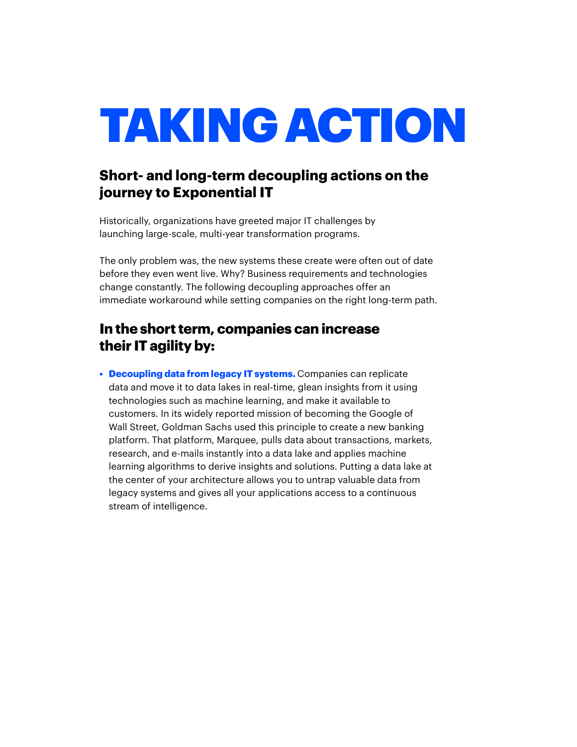# TAKING ACTION

## Short- and long-term decoupling actions on the journey to Exponential IT

Historically, organizations have greeted major IT challenges by launching large-scale, multi-year transformation programs.

The only problem was, the new systems these create were often out of date before they even went live. Why? Business requirements and technologies change constantly. The following decoupling approaches offer an immediate workaround while setting companies on the right long-term path.

## In the short term, companies can increase their IT agility by:

- **Decoupling data from legacy IT systems.** Companies can replicate data and move it to data lakes in real-time, glean insights from it using technologies such as machine learning, and make it available to customers. In its widely reported mission of becoming the Google of Wall Street, Goldman Sachs used this principle to create a new banking platform. That platform, Marquee, pulls data about transactions, markets, research, and e-mails instantly into a data lake and applies machine learning algorithms to derive insights and solutions. Putting a data lake at the center of your architecture allows you to untrap valuable data from legacy systems and gives all your applications access to a continuous stream of intelligence.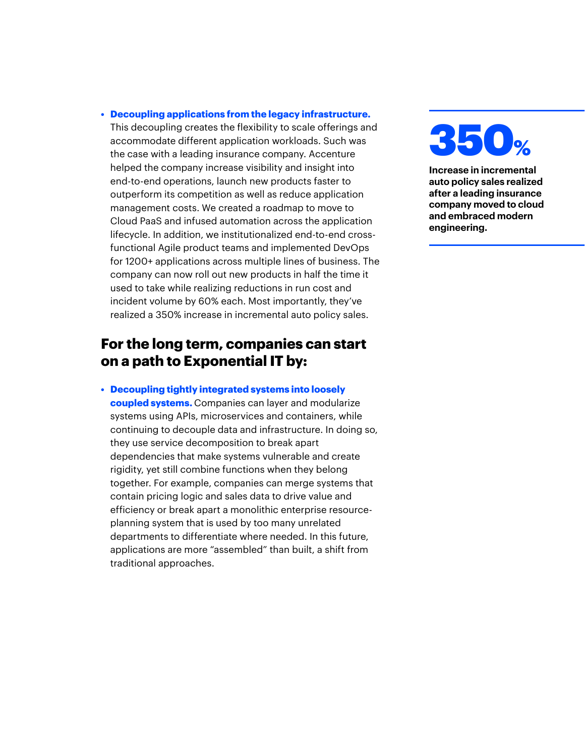- **Decoupling applications from the legacy infrastructure.** This decoupling creates the flexibility to scale offerings and accommodate different application workloads. Such was the case with a leading insurance company. Accenture helped the company increase visibility and insight into end-to-end operations, launch new products faster to outperform its competition as well as reduce application management costs. We created a roadmap to move to Cloud PaaS and infused automation across the application lifecycle. In addition, we institutionalized end-to-end cross-functional Agile product teams and implemented DevOps for 1200+ applications across multiple lines of business. The company can now roll out new products in half the time it used to take while realizing reductions in run cost and incident volume by 60% each. Most importantly, they've realized a 350% increase in incremental auto policy sales.

**350%**

**Increase in incremental auto policy sales realized after a leading insurance company moved to cloud and embraced modern engineering.**

## For the long term, companies can start on a path to Exponential IT by:

- **Decoupling tightly integrated systems into loosely coupled systems.** Companies can layer and modularize systems using APIs, microservices and containers, while continuing to decouple data and infrastructure. In doing so, they use service decomposition to break apart dependencies that make systems vulnerable and create rigidity, yet still combine functions when they belong together. For example, companies can merge systems that contain pricing logic and sales data to drive value and efficiency or break apart a monolithic enterprise resource-planning system that is used by too many unrelated departments to differentiate where needed. In this future, applications are more "assembled" than built, a shift from traditional approaches.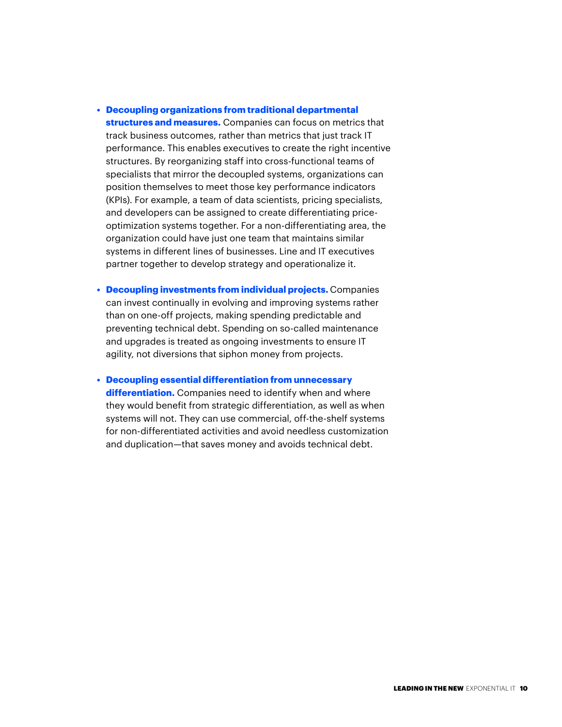- **Decoupling organizations from traditional departmental structures and measures.** Companies can focus on metrics that track business outcomes, rather than metrics that just track IT performance. This enables executives to create the right incentive structures. By reorganizing staff into cross-functional teams of specialists that mirror the decoupled systems, organizations can position themselves to meet those key performance indicators (KPIs). For example, a team of data scientists, pricing specialists, and developers can be assigned to create differentiating price-optimization systems together. For a non-differentiating area, the organization could have just one team that maintains similar systems in different lines of businesses. Line and IT executives partner together to develop strategy and operationalize it.

- **Decoupling investments from individual projects.** Companies can invest continually in evolving and improving systems rather than on one-off projects, making spending predictable and preventing technical debt. Spending on so-called maintenance and upgrades is treated as ongoing investments to ensure IT agility, not diversions that siphon money from projects.

- **Decoupling essential differentiation from unnecessary differentiation.** Companies need to identify when and where they would benefit from strategic differentiation, as well as when systems will not. They can use commercial, off-the-shelf systems for non-differentiated activities and avoid needless customization and duplication—that saves money and avoids technical debt.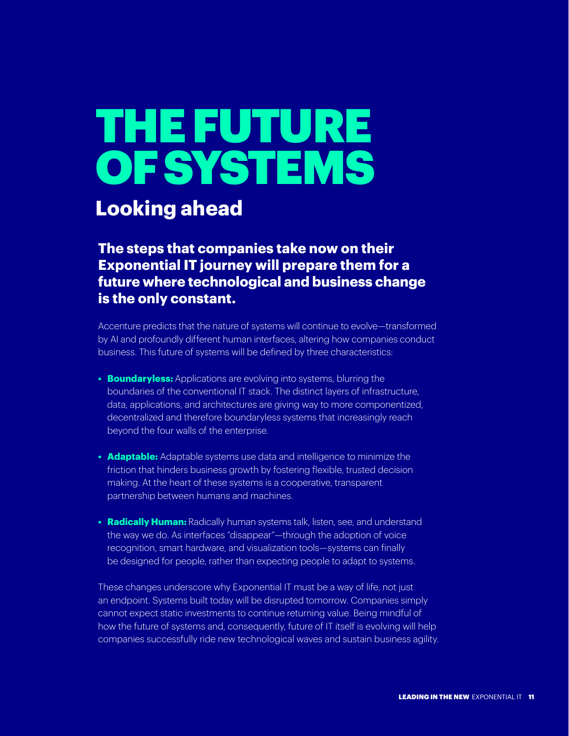# THE FUTURE OF SYSTEMS

## Looking ahead

### The steps that companies take now on their Exponential IT journey will prepare them for a future where technological and business change is the only constant.

Accenture predicts that the nature of systems will continue to evolve—transformed by AI and profoundly different human interfaces, altering how companies conduct business. This future of systems will be defined by three characteristics:

- **Boundaryless:** Applications are evolving into systems, blurring the boundaries of the conventional IT stack. The distinct layers of infrastructure, data, applications, and architectures are giving way to more componentized, decentralized and therefore boundaryless systems that increasingly reach beyond the four walls of the enterprise.

- **Adaptable:** Adaptable systems use data and intelligence to minimize the friction that hinders business growth by fostering flexible, trusted decision making. At the heart of these systems is a cooperative, transparent partnership between humans and machines.

- **Radically Human:** Radically human systems talk, listen, see, and understand the way we do. As interfaces "disappear"—through the adoption of voice recognition, smart hardware, and visualization tools—systems can finally be designed for people, rather than expecting people to adapt to systems.

These changes underscore why Exponential IT must be a way of life, not just an endpoint. Systems built today will be disrupted tomorrow. Companies simply cannot expect static investments to continue returning value. Being mindful of how the future of systems and, consequently, future of IT itself is evolving will help companies successfully ride new technological waves and sustain business agility.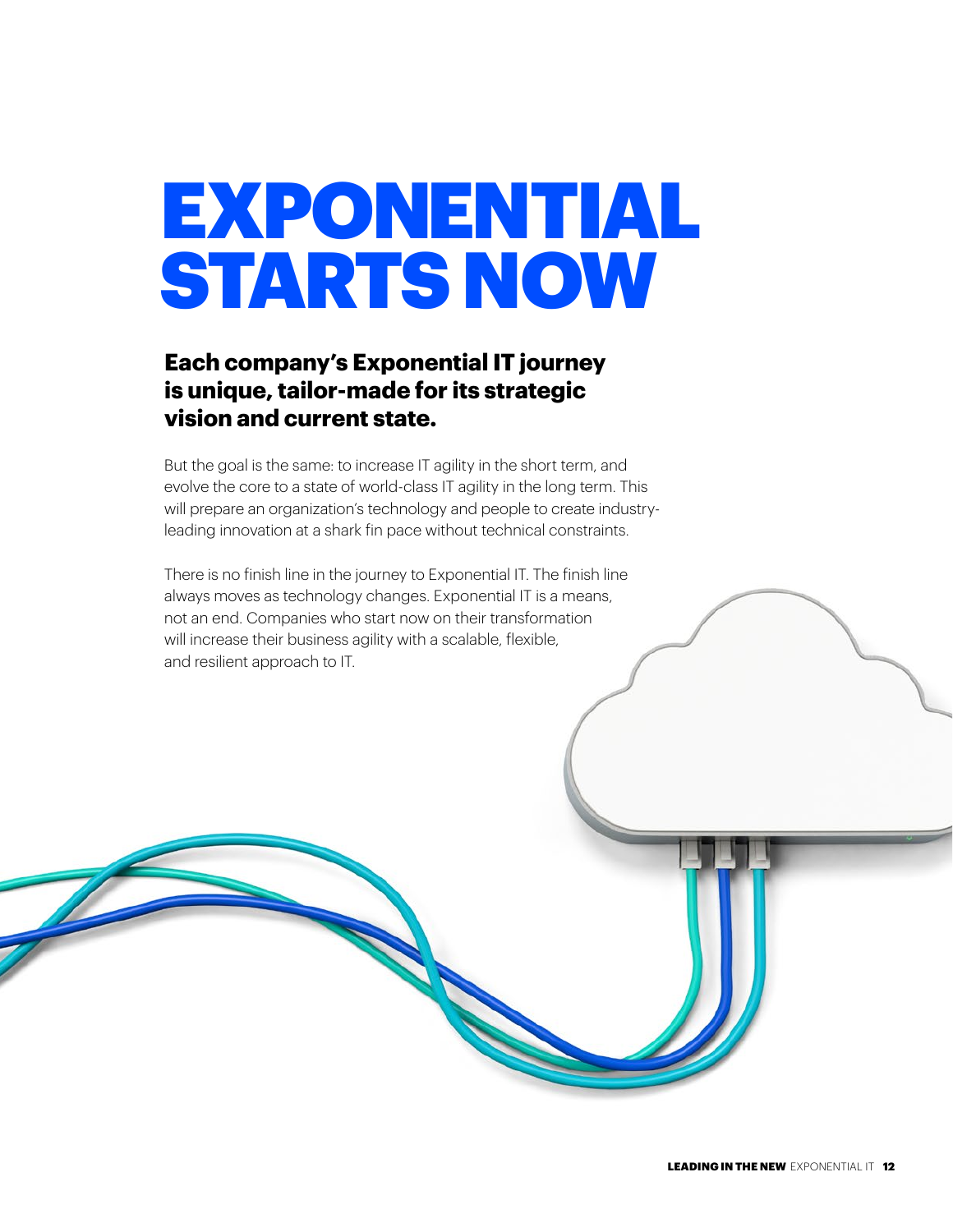# EXPONENTIAL STARTS NOW

## Each company's Exponential IT journey is unique, tailor-made for its strategic vision and current state.

But the goal is the same: to increase IT agility in the short term, and evolve the core to a state of world-class IT agility in the long term. This will prepare an organization's technology and people to create industry-leading innovation at a shark fin pace without technical constraints.

There is no finish line in the journey to Exponential IT. The finish line always moves as technology changes. Exponential IT is a means, not an end. Companies who start now on their transformation will increase their business agility with a scalable, flexible, and resilient approach to IT.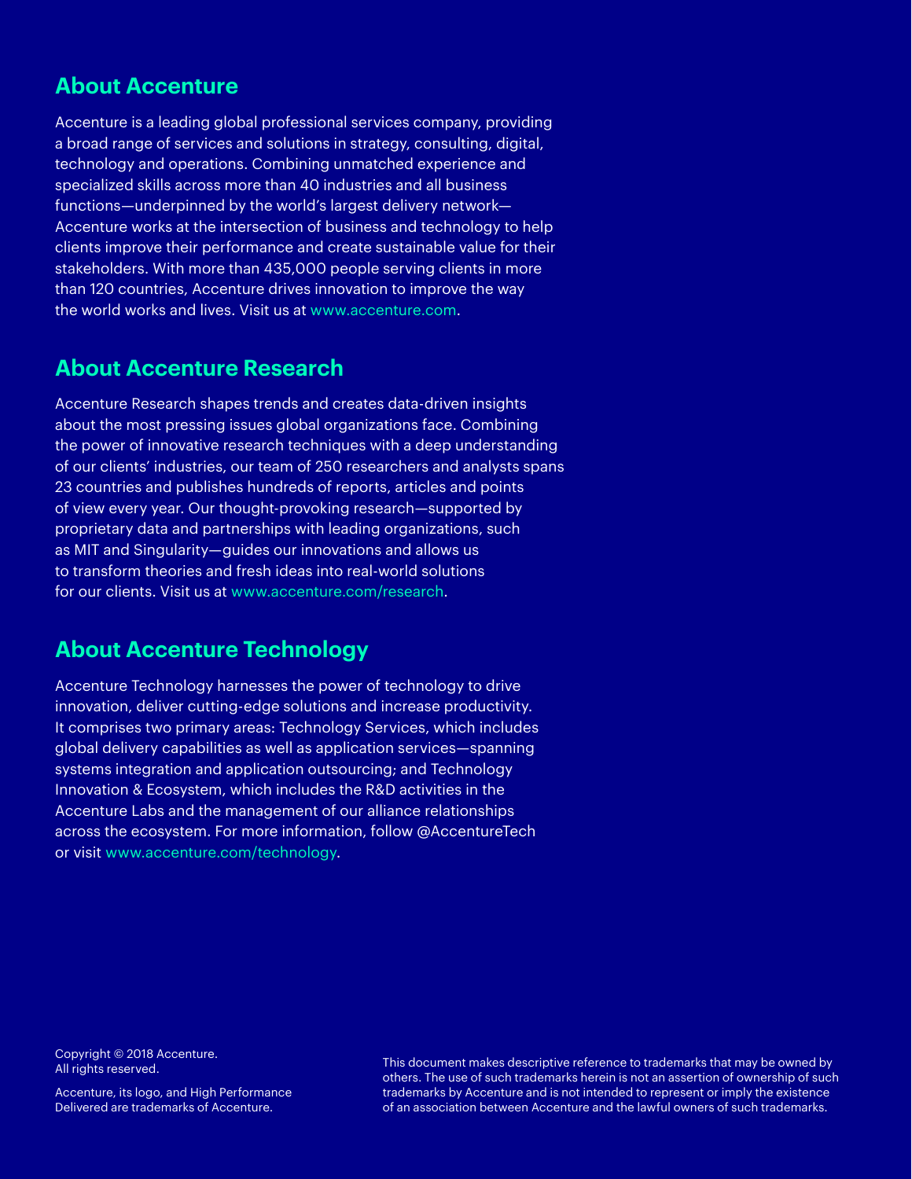## About Accenture

Accenture is a leading global professional services company, providing a broad range of services and solutions in strategy, consulting, digital, technology and operations. Combining unmatched experience and specialized skills across more than 40 industries and all business functions—underpinned by the world's largest delivery network—Accenture works at the intersection of business and technology to help clients improve their performance and create sustainable value for their stakeholders. With more than 435,000 people serving clients in more than 120 countries, Accenture drives innovation to improve the way the world works and lives. Visit us at www.accenture.com.

## About Accenture Research

Accenture Research shapes trends and creates data-driven insights about the most pressing issues global organizations face. Combining the power of innovative research techniques with a deep understanding of our clients' industries, our team of 250 researchers and analysts spans 23 countries and publishes hundreds of reports, articles and points of view every year. Our thought-provoking research—supported by proprietary data and partnerships with leading organizations, such as MIT and Singularity—guides our innovations and allows us to transform theories and fresh ideas into real-world solutions for our clients. Visit us at www.accenture.com/research.

## About Accenture Technology

Accenture Technology harnesses the power of technology to drive innovation, deliver cutting-edge solutions and increase productivity. It comprises two primary areas: Technology Services, which includes global delivery capabilities as well as application services—spanning systems integration and application outsourcing; and Technology Innovation & Ecosystem, which includes the R&D activities in the Accenture Labs and the management of our alliance relationships across the ecosystem. For more information, follow @AccentureTech or visit www.accenture.com/technology.

Copyright © 2018 Accenture.
All rights reserved.

Accenture, its logo, and High Performance Delivered are trademarks of Accenture.

This document makes descriptive reference to trademarks that may be owned by others. The use of such trademarks herein is not an assertion of ownership of such trademarks by Accenture and is not intended to represent or imply the existence of an association between Accenture and the lawful owners of such trademarks.